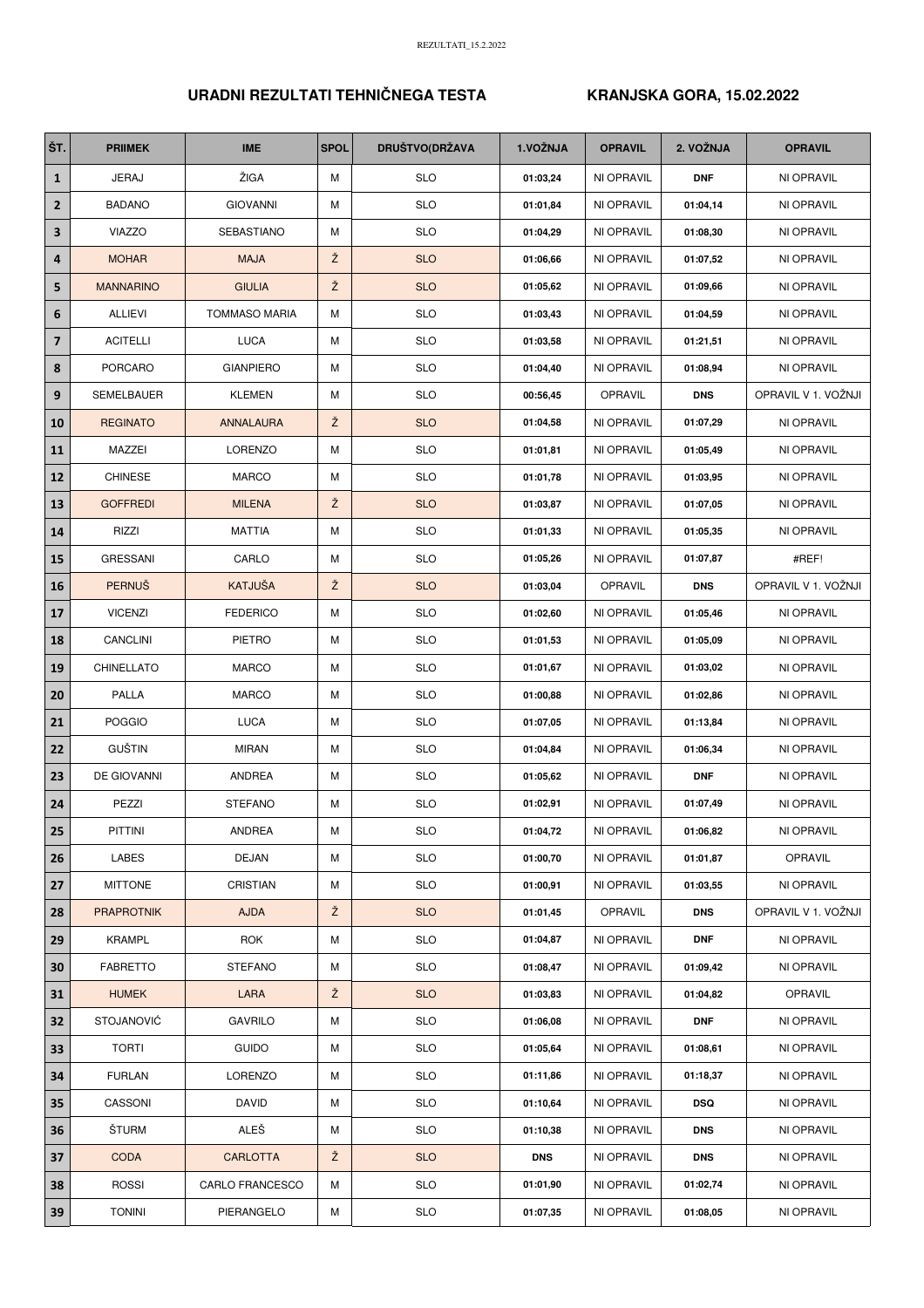# URADNI REZULTATI TEHNIČNEGA TESTA

## KRANJSKA GORA, 15.02.2022

| ŠT. | PRIIMEK | IME | SPOL | DRUŠTVO(DRŽAVA | 1.VOŽNJA | OPRAVIL | 2. VOŽNJA | OPRAVIL |
|---|---|---|---|---|---|---|---|---|
| 1 | JERAJ | ŽIGA | M | SLO | 01:03,24 | NI OPRAVIL | DNF | NI OPRAVIL |
| 2 | BADANO | GIOVANNI | M | SLO | 01:01,84 | NI OPRAVIL | 01:04,14 | NI OPRAVIL |
| 3 | VIAZZO | SEBASTIANO | M | SLO | 01:04,29 | NI OPRAVIL | 01:08,30 | NI OPRAVIL |
| 4 | MOHAR | MAJA | Ž | SLO | 01:06,66 | NI OPRAVIL | 01:07,52 | NI OPRAVIL |
| 5 | MANNARINO | GIULIA | Ž | SLO | 01:05,62 | NI OPRAVIL | 01:09,66 | NI OPRAVIL |
| 6 | ALLIEVI | TOMMASO MARIA | M | SLO | 01:03,43 | NI OPRAVIL | 01:04,59 | NI OPRAVIL |
| 7 | ACITELLI | LUCA | M | SLO | 01:03,58 | NI OPRAVIL | 01:21,51 | NI OPRAVIL |
| 8 | PORCARO | GIANPIERO | M | SLO | 01:04,40 | NI OPRAVIL | 01:08,94 | NI OPRAVIL |
| 9 | SEMELBAUER | KLEMEN | M | SLO | 00:56,45 | OPRAVIL | DNS | OPRAVIL V 1. VOŽNJI |
| 10 | REGINATO | ANNALAURA | Ž | SLO | 01:04,58 | NI OPRAVIL | 01:07,29 | NI OPRAVIL |
| 11 | MAZZEI | LORENZO | M | SLO | 01:01,81 | NI OPRAVIL | 01:05,49 | NI OPRAVIL |
| 12 | CHINESE | MARCO | M | SLO | 01:01,78 | NI OPRAVIL | 01:03,95 | NI OPRAVIL |
| 13 | GOFFREDI | MILENA | Ž | SLO | 01:03,87 | NI OPRAVIL | 01:07,05 | NI OPRAVIL |
| 14 | RIZZI | MATTIA | M | SLO | 01:01,33 | NI OPRAVIL | 01:05,35 | NI OPRAVIL |
| 15 | GRESSANI | CARLO | M | SLO | 01:05,26 | NI OPRAVIL | 01:07,87 | #REF! |
| 16 | PERNUŠ | KATJUŠA | Ž | SLO | 01:03,04 | OPRAVIL | DNS | OPRAVIL V 1. VOŽNJI |
| 17 | VICENZI | FEDERICO | M | SLO | 01:02,60 | NI OPRAVIL | 01:05,46 | NI OPRAVIL |
| 18 | CANCLINI | PIETRO | M | SLO | 01:01,53 | NI OPRAVIL | 01:05,09 | NI OPRAVIL |
| 19 | CHINELLATO | MARCO | M | SLO | 01:01,67 | NI OPRAVIL | 01:03,02 | NI OPRAVIL |
| 20 | PALLA | MARCO | M | SLO | 01:00,88 | NI OPRAVIL | 01:02,86 | NI OPRAVIL |
| 21 | POGGIO | LUCA | M | SLO | 01:07,05 | NI OPRAVIL | 01:13,84 | NI OPRAVIL |
| 22 | GUŠTIN | MIRAN | M | SLO | 01:04,84 | NI OPRAVIL | 01:06,34 | NI OPRAVIL |
| 23 | DE GIOVANNI | ANDREA | M | SLO | 01:05,62 | NI OPRAVIL | DNF | NI OPRAVIL |
| 24 | PEZZI | STEFANO | M | SLO | 01:02,91 | NI OPRAVIL | 01:07,49 | NI OPRAVIL |
| 25 | PITTINI | ANDREA | M | SLO | 01:04,72 | NI OPRAVIL | 01:06,82 | NI OPRAVIL |
| 26 | LABES | DEJAN | M | SLO | 01:00,70 | NI OPRAVIL | 01:01,87 | OPRAVIL |
| 27 | MITTONE | CRISTIAN | M | SLO | 01:00,91 | NI OPRAVIL | 01:03,55 | NI OPRAVIL |
| 28 | PRAPROTNIK | AJDA | Ž | SLO | 01:01,45 | OPRAVIL | DNS | OPRAVIL V 1. VOŽNJI |
| 29 | KRAMPL | ROK | M | SLO | 01:04,87 | NI OPRAVIL | DNF | NI OPRAVIL |
| 30 | FABRETTO | STEFANO | M | SLO | 01:08,47 | NI OPRAVIL | 01:09,42 | NI OPRAVIL |
| 31 | HUMEK | LARA | Ž | SLO | 01:03,83 | NI OPRAVIL | 01:04,82 | OPRAVIL |
| 32 | STOJANOVIĆ | GAVRILO | M | SLO | 01:06,08 | NI OPRAVIL | DNF | NI OPRAVIL |
| 33 | TORTI | GUIDO | M | SLO | 01:05,64 | NI OPRAVIL | 01:08,61 | NI OPRAVIL |
| 34 | FURLAN | LORENZO | M | SLO | 01:11,86 | NI OPRAVIL | 01:18,37 | NI OPRAVIL |
| 35 | CASSONI | DAVID | M | SLO | 01:10,64 | NI OPRAVIL | DSQ | NI OPRAVIL |
| 36 | ŠTURM | ALEŠ | M | SLO | 01:10,38 | NI OPRAVIL | DNS | NI OPRAVIL |
| 37 | CODA | CARLOTTA | Ž | SLO | DNS | NI OPRAVIL | DNS | NI OPRAVIL |
| 38 | ROSSI | CARLO FRANCESCO | M | SLO | 01:01,90 | NI OPRAVIL | 01:02,74 | NI OPRAVIL |
| 39 | TONINI | PIERANGELO | M | SLO | 01:07,35 | NI OPRAVIL | 01:08,05 | NI OPRAVIL |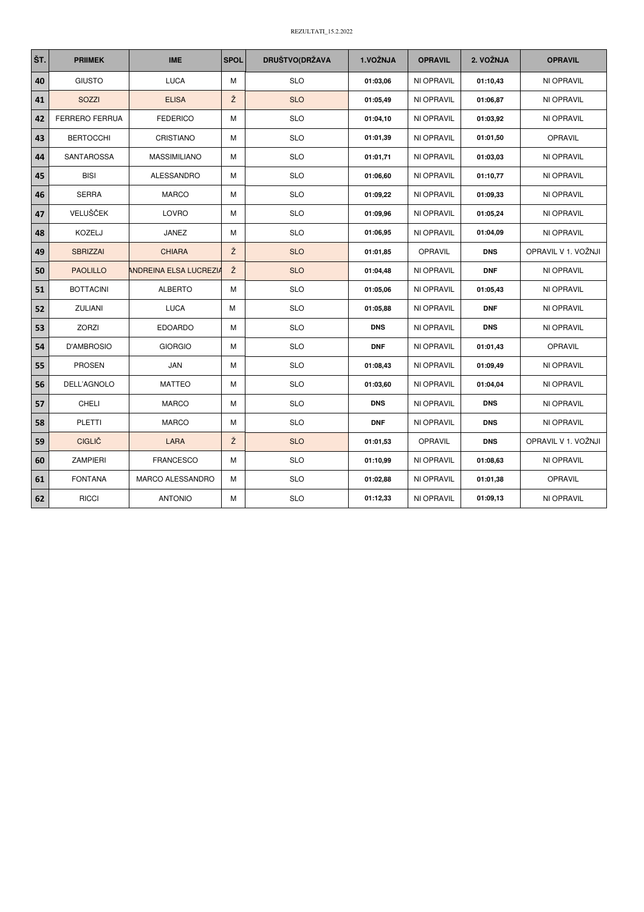REZULTATI_15.2.2022

| ŠT. | PRIIMEK | IME | SPOL | DRUŠTVO(DRŽAVA | 1.VOŽNJA | OPRAVIL | 2. VOŽNJA | OPRAVIL |
|---|---|---|---|---|---|---|---|---|
| 40 | GIUSTO | LUCA | M | SLO | 01:03,06 | NI OPRAVIL | 01:10,43 | NI OPRAVIL |
| 41 | SOZZI | ELISA | Ž | SLO | 01:05,49 | NI OPRAVIL | 01:06,87 | NI OPRAVIL |
| 42 | FERRERO FERRUA | FEDERICO | M | SLO | 01:04,10 | NI OPRAVIL | 01:03,92 | NI OPRAVIL |
| 43 | BERTOCCHI | CRISTIANO | M | SLO | 01:01,39 | NI OPRAVIL | 01:01,50 | OPRAVIL |
| 44 | SANTAROSSA | MASSIMILIANO | M | SLO | 01:01,71 | NI OPRAVIL | 01:03,03 | NI OPRAVIL |
| 45 | BISI | ALESSANDRO | M | SLO | 01:06,60 | NI OPRAVIL | 01:10,77 | NI OPRAVIL |
| 46 | SERRA | MARCO | M | SLO | 01:09,22 | NI OPRAVIL | 01:09,33 | NI OPRAVIL |
| 47 | VELUŠČEK | LOVRO | M | SLO | 01:09,96 | NI OPRAVIL | 01:05,24 | NI OPRAVIL |
| 48 | KOZELJ | JANEZ | M | SLO | 01:06,95 | NI OPRAVIL | 01:04,09 | NI OPRAVIL |
| 49 | SBRIZZAI | CHIARA | Ž | SLO | 01:01,85 | OPRAVIL | DNS | OPRAVIL V 1. VOŽNJI |
| 50 | PAOLILLO | ANDREINA ELSA LUCREZIA | Ž | SLO | 01:04,48 | NI OPRAVIL | DNF | NI OPRAVIL |
| 51 | BOTTACINI | ALBERTO | M | SLO | 01:05,06 | NI OPRAVIL | 01:05,43 | NI OPRAVIL |
| 52 | ZULIANI | LUCA | M | SLO | 01:05,88 | NI OPRAVIL | DNF | NI OPRAVIL |
| 53 | ZORZI | EDOARDO | M | SLO | DNS | NI OPRAVIL | DNS | NI OPRAVIL |
| 54 | D'AMBROSIO | GIORGIO | M | SLO | DNF | NI OPRAVIL | 01:01,43 | OPRAVIL |
| 55 | PROSEN | JAN | M | SLO | 01:08,43 | NI OPRAVIL | 01:09,49 | NI OPRAVIL |
| 56 | DELL'AGNOLO | MATTEO | M | SLO | 01:03,60 | NI OPRAVIL | 01:04,04 | NI OPRAVIL |
| 57 | CHELI | MARCO | M | SLO | DNS | NI OPRAVIL | DNS | NI OPRAVIL |
| 58 | PLETTI | MARCO | M | SLO | DNF | NI OPRAVIL | DNS | NI OPRAVIL |
| 59 | CIGLIČ | LARA | Ž | SLO | 01:01,53 | OPRAVIL | DNS | OPRAVIL V 1. VOŽNJI |
| 60 | ZAMPIERI | FRANCESCO | M | SLO | 01:10,99 | NI OPRAVIL | 01:08,63 | NI OPRAVIL |
| 61 | FONTANA | MARCO ALESSANDRO | M | SLO | 01:02,88 | NI OPRAVIL | 01:01,38 | OPRAVIL |
| 62 | RICCI | ANTONIO | M | SLO | 01:12,33 | NI OPRAVIL | 01:09,13 | NI OPRAVIL |